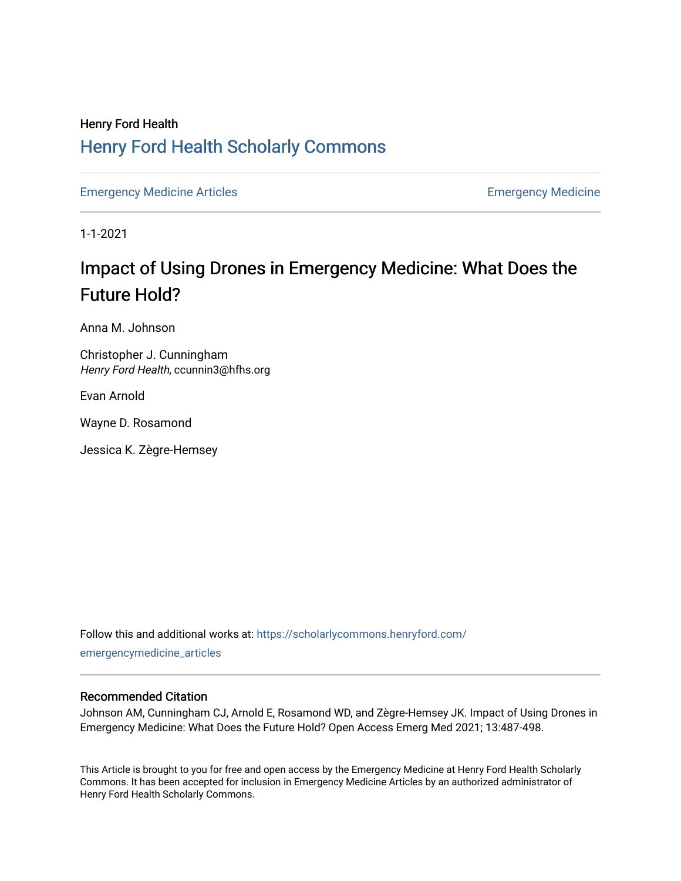Henry Ford Health

# Henry Ford Health Scholarly Commons

Emergency Medicine Articles | Emergency Medicine

1-1-2021

# Impact of Using Drones in Emergency Medicine: What Does the Future Hold?

Anna M. Johnson

Christopher J. Cunningham
*Henry Ford Health*, ccunnin3@hfhs.org

Evan Arnold

Wayne D. Rosamond

Jessica K. Zègre-Hemsey

Follow this and additional works at: https://scholarlycommons.henryford.com/emergencymedicine_articles

## Recommended Citation

Johnson AM, Cunningham CJ, Arnold E, Rosamond WD, and Zègre-Hemsey JK. Impact of Using Drones in Emergency Medicine: What Does the Future Hold? Open Access Emerg Med 2021; 13:487-498.

This Article is brought to you for free and open access by the Emergency Medicine at Henry Ford Health Scholarly Commons. It has been accepted for inclusion in Emergency Medicine Articles by an authorized administrator of Henry Ford Health Scholarly Commons.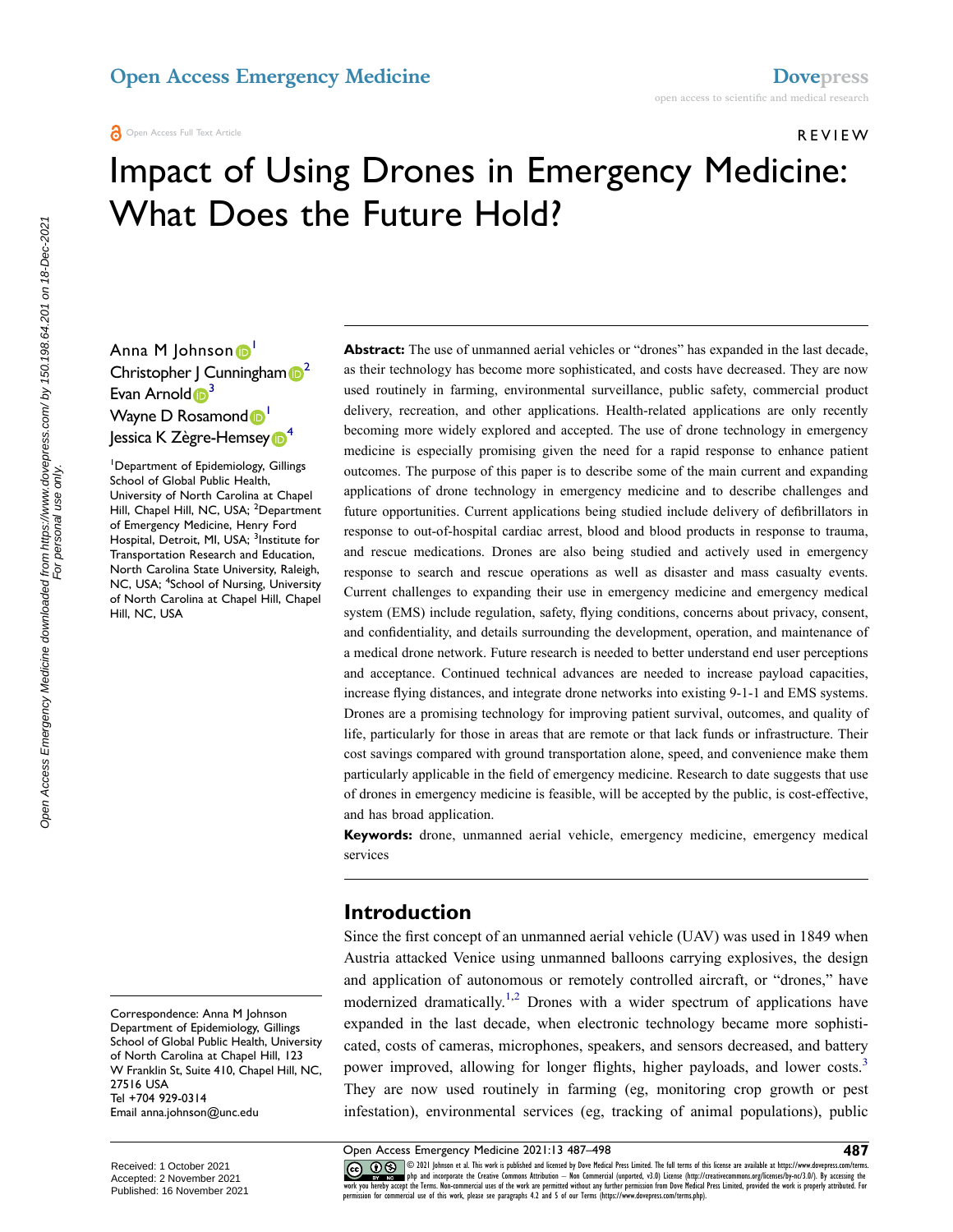Open Access Full Text Article

REVIEW

# Impact of Using Drones in Emergency Medicine: What Does the Future Hold?

Anna M Johnson[1]
Christopher J Cunningham[2]
Evan Arnold[3]
Wayne D Rosamond[1]
Jessica K Zègre-Hemsey[4]

[1]Department of Epidemiology, Gillings School of Global Public Health, University of North Carolina at Chapel Hill, Chapel Hill, NC, USA; [2]Department of Emergency Medicine, Henry Ford Hospital, Detroit, MI, USA; [3]Institute for Transportation Research and Education, North Carolina State University, Raleigh, NC, USA; [4]School of Nursing, University of North Carolina at Chapel Hill, Chapel Hill, NC, USA

**Abstract:** The use of unmanned aerial vehicles or "drones" has expanded in the last decade, as their technology has become more sophisticated, and costs have decreased. They are now used routinely in farming, environmental surveillance, public safety, commercial product delivery, recreation, and other applications. Health-related applications are only recently becoming more widely explored and accepted. The use of drone technology in emergency medicine is especially promising given the need for a rapid response to enhance patient outcomes. The purpose of this paper is to describe some of the main current and expanding applications of drone technology in emergency medicine and to describe challenges and future opportunities. Current applications being studied include delivery of defibrillators in response to out-of-hospital cardiac arrest, blood and blood products in response to trauma, and rescue medications. Drones are also being studied and actively used in emergency response to search and rescue operations as well as disaster and mass casualty events. Current challenges to expanding their use in emergency medicine and emergency medical system (EMS) include regulation, safety, flying conditions, concerns about privacy, consent, and confidentiality, and details surrounding the development, operation, and maintenance of a medical drone network. Future research is needed to better understand end user perceptions and acceptance. Continued technical advances are needed to increase payload capacities, increase flying distances, and integrate drone networks into existing 9-1-1 and EMS systems. Drones are a promising technology for improving patient survival, outcomes, and quality of life, particularly for those in areas that are remote or that lack funds or infrastructure. Their cost savings compared with ground transportation alone, speed, and convenience make them particularly applicable in the field of emergency medicine. Research to date suggests that use of drones in emergency medicine is feasible, will be accepted by the public, is cost-effective, and has broad application.

**Keywords:** drone, unmanned aerial vehicle, emergency medicine, emergency medical services

## Introduction

Since the first concept of an unmanned aerial vehicle (UAV) was used in 1849 when Austria attacked Venice using unmanned balloons carrying explosives, the design and application of autonomous or remotely controlled aircraft, or "drones," have modernized dramatically.[1,2] Drones with a wider spectrum of applications have expanded in the last decade, when electronic technology became more sophisticated, costs of cameras, microphones, speakers, and sensors decreased, and battery power improved, allowing for longer flights, higher payloads, and lower costs.[3] They are now used routinely in farming (eg, monitoring crop growth or pest infestation), environmental services (eg, tracking of animal populations), public

Correspondence: Anna M Johnson
Department of Epidemiology, Gillings School of Global Public Health, University of North Carolina at Chapel Hill, 123 W Franklin St, Suite 410, Chapel Hill, NC, 27516 USA
Tel +704 929-0314
Email anna.johnson@unc.edu

Received: 1 October 2021
Accepted: 2 November 2021
Published: 16 November 2021

© 2021 Johnson et al. This work is published and licensed by Dove Medical Press Limited. The full terms of this license are available at https://www.dovepress.com/terms.php and incorporate the Creative Commons Attribution – Non Commercial (unported, v3.0) License (http://creativecommons.org/licenses/by-nc/3.0/). By accessing the work you hereby accept the Terms. Non-commercial uses of the work are permitted without any further permission from Dove Medical Press Limited, provided the work is properly attributed. For permission for commercial use of this work, please see paragraphs 4.2 and 5 of our Terms (https://www.dovepress.com/terms.php).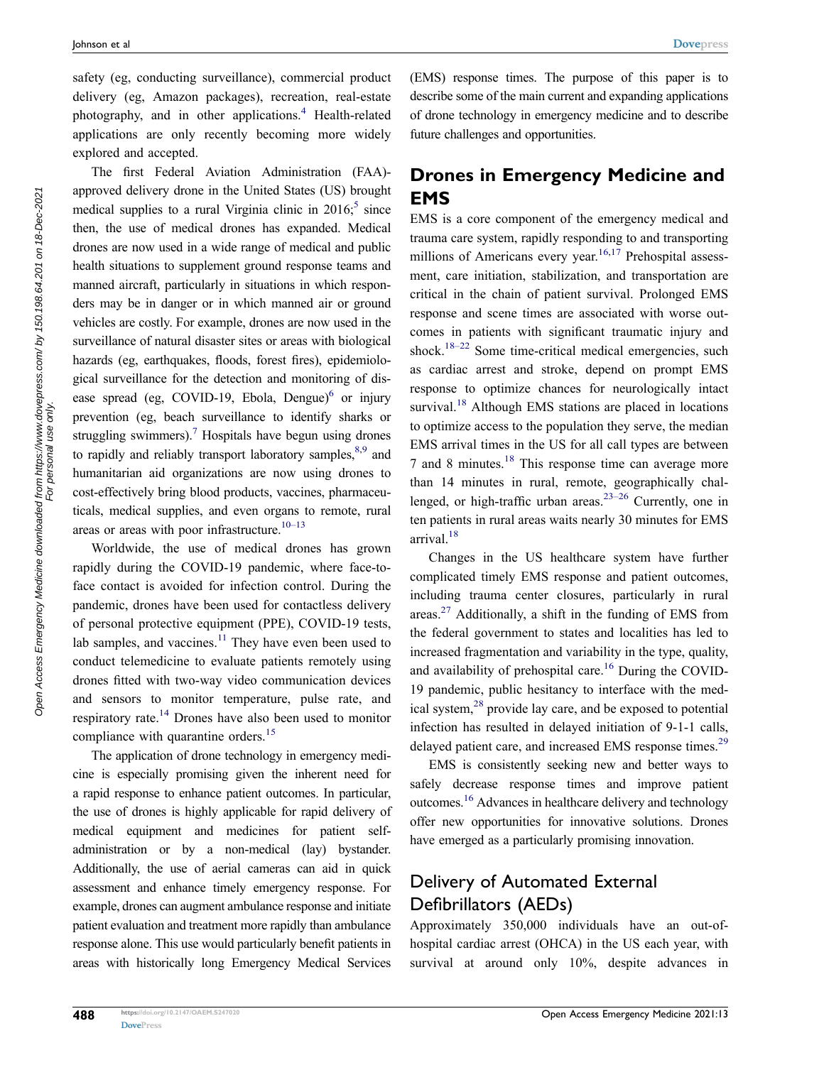safety (eg, conducting surveillance), commercial product delivery (eg, Amazon packages), recreation, real-estate photography, and in other applications.[4] Health-related applications are only recently becoming more widely explored and accepted.

The first Federal Aviation Administration (FAA)-approved delivery drone in the United States (US) brought medical supplies to a rural Virginia clinic in 2016;[5] since then, the use of medical drones has expanded. Medical drones are now used in a wide range of medical and public health situations to supplement ground response teams and manned aircraft, particularly in situations in which responders may be in danger or in which manned air or ground vehicles are costly. For example, drones are now used in the surveillance of natural disaster sites or areas with biological hazards (eg, earthquakes, floods, forest fires), epidemiological surveillance for the detection and monitoring of disease spread (eg, COVID-19, Ebola, Dengue)[6] or injury prevention (eg, beach surveillance to identify sharks or struggling swimmers).[7] Hospitals have begun using drones to rapidly and reliably transport laboratory samples,[8,9] and humanitarian aid organizations are now using drones to cost-effectively bring blood products, vaccines, pharmaceuticals, medical supplies, and even organs to remote, rural areas or areas with poor infrastructure.[10–13]

Worldwide, the use of medical drones has grown rapidly during the COVID-19 pandemic, where face-to-face contact is avoided for infection control. During the pandemic, drones have been used for contactless delivery of personal protective equipment (PPE), COVID-19 tests, lab samples, and vaccines.[11] They have even been used to conduct telemedicine to evaluate patients remotely using drones fitted with two-way video communication devices and sensors to monitor temperature, pulse rate, and respiratory rate.[14] Drones have also been used to monitor compliance with quarantine orders.[15]

The application of drone technology in emergency medicine is especially promising given the inherent need for a rapid response to enhance patient outcomes. In particular, the use of drones is highly applicable for rapid delivery of medical equipment and medicines for patient self-administration or by a non-medical (lay) bystander. Additionally, the use of aerial cameras can aid in quick assessment and enhance timely emergency response. For example, drones can augment ambulance response and initiate patient evaluation and treatment more rapidly than ambulance response alone. This use would particularly benefit patients in areas with historically long Emergency Medical Services (EMS) response times. The purpose of this paper is to describe some of the main current and expanding applications of drone technology in emergency medicine and to describe future challenges and opportunities.

## Drones in Emergency Medicine and EMS

EMS is a core component of the emergency medical and trauma care system, rapidly responding to and transporting millions of Americans every year.[16,17] Prehospital assessment, care initiation, stabilization, and transportation are critical in the chain of patient survival. Prolonged EMS response and scene times are associated with worse outcomes in patients with significant traumatic injury and shock.[18–22] Some time-critical medical emergencies, such as cardiac arrest and stroke, depend on prompt EMS response to optimize chances for neurologically intact survival.[18] Although EMS stations are placed in locations to optimize access to the population they serve, the median EMS arrival times in the US for all call types are between 7 and 8 minutes.[18] This response time can average more than 14 minutes in rural, remote, geographically challenged, or high-traffic urban areas.[23–26] Currently, one in ten patients in rural areas waits nearly 30 minutes for EMS arrival.[18]

Changes in the US healthcare system have further complicated timely EMS response and patient outcomes, including trauma center closures, particularly in rural areas.[27] Additionally, a shift in the funding of EMS from the federal government to states and localities has led to increased fragmentation and variability in the type, quality, and availability of prehospital care.[16] During the COVID-19 pandemic, public hesitancy to interface with the medical system,[28] provide lay care, and be exposed to potential infection has resulted in delayed initiation of 9-1-1 calls, delayed patient care, and increased EMS response times.[29]

EMS is consistently seeking new and better ways to safely decrease response times and improve patient outcomes.[16] Advances in healthcare delivery and technology offer new opportunities for innovative solutions. Drones have emerged as a particularly promising innovation.

### Delivery of Automated External Defibrillators (AEDs)

Approximately 350,000 individuals have an out-of-hospital cardiac arrest (OHCA) in the US each year, with survival at around only 10%, despite advances in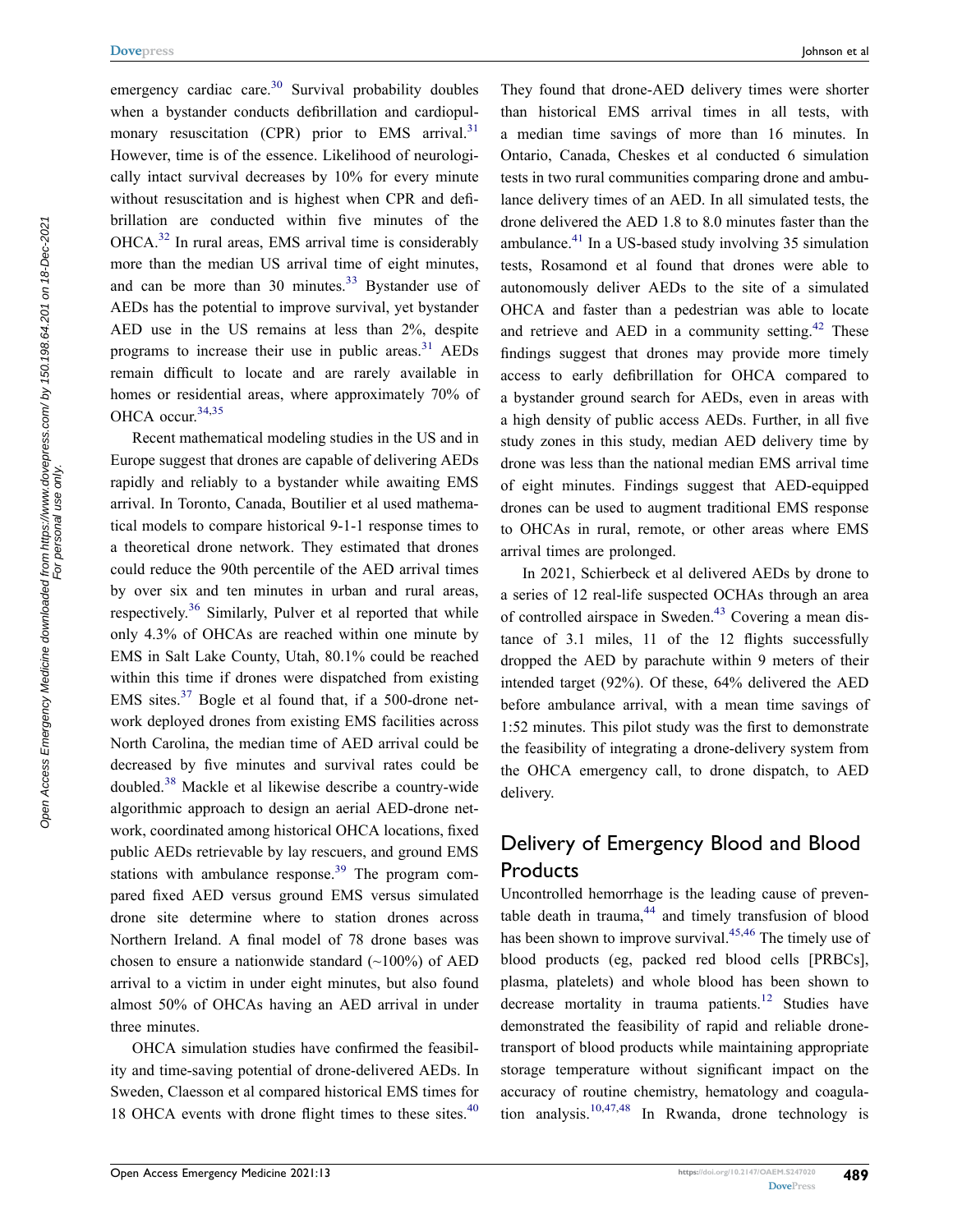emergency cardiac care.[30] Survival probability doubles when a bystander conducts defibrillation and cardiopulmonary resuscitation (CPR) prior to EMS arrival.[31] However, time is of the essence. Likelihood of neurologically intact survival decreases by 10% for every minute without resuscitation and is highest when CPR and defibrillation are conducted within five minutes of the OHCA.[32] In rural areas, EMS arrival time is considerably more than the median US arrival time of eight minutes, and can be more than 30 minutes.[33] Bystander use of AEDs has the potential to improve survival, yet bystander AED use in the US remains at less than 2%, despite programs to increase their use in public areas.[31] AEDs remain difficult to locate and are rarely available in homes or residential areas, where approximately 70% of OHCA occur.[34,35]

Recent mathematical modeling studies in the US and in Europe suggest that drones are capable of delivering AEDs rapidly and reliably to a bystander while awaiting EMS arrival. In Toronto, Canada, Boutilier et al used mathematical models to compare historical 9-1-1 response times to a theoretical drone network. They estimated that drones could reduce the 90th percentile of the AED arrival times by over six and ten minutes in urban and rural areas, respectively.[36] Similarly, Pulver et al reported that while only 4.3% of OHCAs are reached within one minute by EMS in Salt Lake County, Utah, 80.1% could be reached within this time if drones were dispatched from existing EMS sites.[37] Bogle et al found that, if a 500-drone network deployed drones from existing EMS facilities across North Carolina, the median time of AED arrival could be decreased by five minutes and survival rates could be doubled.[38] Mackle et al likewise describe a country-wide algorithmic approach to design an aerial AED-drone network, coordinated among historical OHCA locations, fixed public AEDs retrievable by lay rescuers, and ground EMS stations with ambulance response.[39] The program compared fixed AED versus ground EMS versus simulated drone site determine where to station drones across Northern Ireland. A final model of 78 drone bases was chosen to ensure a nationwide standard (~100%) of AED arrival to a victim in under eight minutes, but also found almost 50% of OHCAs having an AED arrival in under three minutes.

OHCA simulation studies have confirmed the feasibility and time-saving potential of drone-delivered AEDs. In Sweden, Claesson et al compared historical EMS times for 18 OHCA events with drone flight times to these sites.[40] They found that drone-AED delivery times were shorter than historical EMS arrival times in all tests, with a median time savings of more than 16 minutes. In Ontario, Canada, Cheskes et al conducted 6 simulation tests in two rural communities comparing drone and ambulance delivery times of an AED. In all simulated tests, the drone delivered the AED 1.8 to 8.0 minutes faster than the ambulance.[41] In a US-based study involving 35 simulation tests, Rosamond et al found that drones were able to autonomously deliver AEDs to the site of a simulated OHCA and faster than a pedestrian was able to locate and retrieve and AED in a community setting.[42] These findings suggest that drones may provide more timely access to early defibrillation for OHCA compared to a bystander ground search for AEDs, even in areas with a high density of public access AEDs. Further, in all five study zones in this study, median AED delivery time by drone was less than the national median EMS arrival time of eight minutes. Findings suggest that AED-equipped drones can be used to augment traditional EMS response to OHCAs in rural, remote, or other areas where EMS arrival times are prolonged.

In 2021, Schierbeck et al delivered AEDs by drone to a series of 12 real-life suspected OCHAs through an area of controlled airspace in Sweden.[43] Covering a mean distance of 3.1 miles, 11 of the 12 flights successfully dropped the AED by parachute within 9 meters of their intended target (92%). Of these, 64% delivered the AED before ambulance arrival, with a mean time savings of 1:52 minutes. This pilot study was the first to demonstrate the feasibility of integrating a drone-delivery system from the OHCA emergency call, to drone dispatch, to AED delivery.

## Delivery of Emergency Blood and Blood Products

Uncontrolled hemorrhage is the leading cause of preventable death in trauma,[44] and timely transfusion of blood has been shown to improve survival.[45,46] The timely use of blood products (eg, packed red blood cells [PRBCs], plasma, platelets) and whole blood has been shown to decrease mortality in trauma patients.[12] Studies have demonstrated the feasibility of rapid and reliable drone-transport of blood products while maintaining appropriate storage temperature without significant impact on the accuracy of routine chemistry, hematology and coagulation analysis.[10,47,48] In Rwanda, drone technology is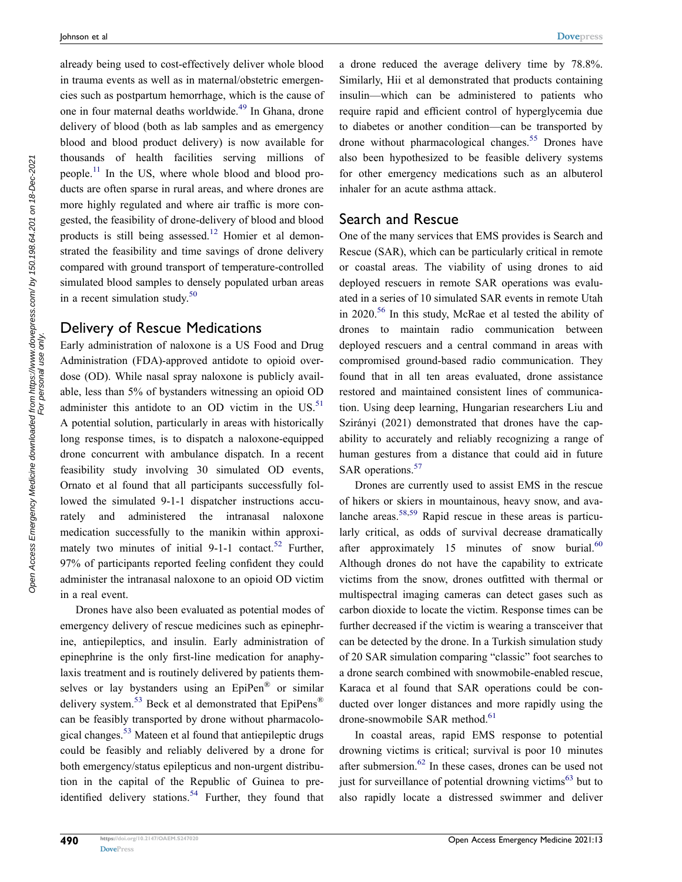already being used to cost-effectively deliver whole blood in trauma events as well as in maternal/obstetric emergencies such as postpartum hemorrhage, which is the cause of one in four maternal deaths worldwide.[49] In Ghana, drone delivery of blood (both as lab samples and as emergency blood and blood product delivery) is now available for thousands of health facilities serving millions of people.[11] In the US, where whole blood and blood products are often sparse in rural areas, and where drones are more highly regulated and where air traffic is more congested, the feasibility of drone-delivery of blood and blood products is still being assessed.[12] Homier et al demonstrated the feasibility and time savings of drone delivery compared with ground transport of temperature-controlled simulated blood samples to densely populated urban areas in a recent simulation study.[50]

## Delivery of Rescue Medications

Early administration of naloxone is a US Food and Drug Administration (FDA)-approved antidote to opioid overdose (OD). While nasal spray naloxone is publicly available, less than 5% of bystanders witnessing an opioid OD administer this antidote to an OD victim in the US.[51] A potential solution, particularly in areas with historically long response times, is to dispatch a naloxone-equipped drone concurrent with ambulance dispatch. In a recent feasibility study involving 30 simulated OD events, Ornato et al found that all participants successfully followed the simulated 9-1-1 dispatcher instructions accurately and administered the intranasal naloxone medication successfully to the manikin within approximately two minutes of initial 9-1-1 contact.[52] Further, 97% of participants reported feeling confident they could administer the intranasal naloxone to an opioid OD victim in a real event.

Drones have also been evaluated as potential modes of emergency delivery of rescue medicines such as epinephrine, antiepileptics, and insulin. Early administration of epinephrine is the only first-line medication for anaphylaxis treatment and is routinely delivered by patients themselves or lay bystanders using an EpiPen® or similar delivery system.[53] Beck et al demonstrated that EpiPens® can be feasibly transported by drone without pharmacological changes.[53] Mateen et al found that antiepileptic drugs could be feasibly and reliably delivered by a drone for both emergency/status epilepticus and non-urgent distribution in the capital of the Republic of Guinea to pre-identified delivery stations.[54] Further, they found that a drone reduced the average delivery time by 78.8%. Similarly, Hii et al demonstrated that products containing insulin—which can be administered to patients who require rapid and efficient control of hyperglycemia due to diabetes or another condition—can be transported by drone without pharmacological changes.[55] Drones have also been hypothesized to be feasible delivery systems for other emergency medications such as an albuterol inhaler for an acute asthma attack.

## Search and Rescue

One of the many services that EMS provides is Search and Rescue (SAR), which can be particularly critical in remote or coastal areas. The viability of using drones to aid deployed rescuers in remote SAR operations was evaluated in a series of 10 simulated SAR events in remote Utah in 2020.[56] In this study, McRae et al tested the ability of drones to maintain radio communication between deployed rescuers and a central command in areas with compromised ground-based radio communication. They found that in all ten areas evaluated, drone assistance restored and maintained consistent lines of communication. Using deep learning, Hungarian researchers Liu and Szirányi (2021) demonstrated that drones have the capability to accurately and reliably recognizing a range of human gestures from a distance that could aid in future SAR operations.[57]

Drones are currently used to assist EMS in the rescue of hikers or skiers in mountainous, heavy snow, and avalanche areas.[58,59] Rapid rescue in these areas is particularly critical, as odds of survival decrease dramatically after approximately 15 minutes of snow burial.[60] Although drones do not have the capability to extricate victims from the snow, drones outfitted with thermal or multispectral imaging cameras can detect gases such as carbon dioxide to locate the victim. Response times can be further decreased if the victim is wearing a transceiver that can be detected by the drone. In a Turkish simulation study of 20 SAR simulation comparing "classic" foot searches to a drone search combined with snowmobile-enabled rescue, Karaca et al found that SAR operations could be conducted over longer distances and more rapidly using the drone-snowmobile SAR method.[61]

In coastal areas, rapid EMS response to potential drowning victims is critical; survival is poor 10 minutes after submersion.[62] In these cases, drones can be used not just for surveillance of potential drowning victims[63] but to also rapidly locate a distressed swimmer and deliver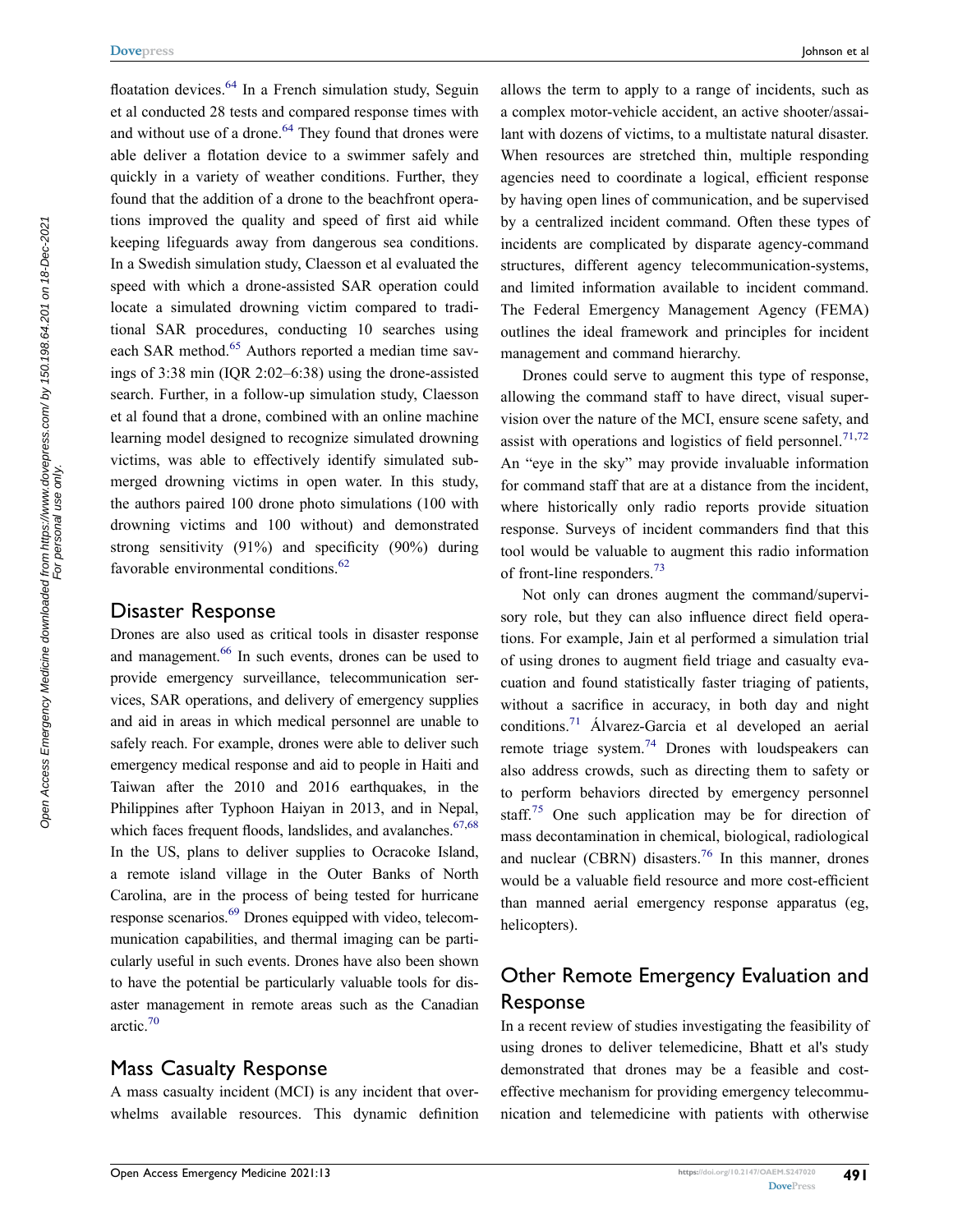floatation devices.[64] In a French simulation study, Seguin et al conducted 28 tests and compared response times with and without use of a drone.[64] They found that drones were able deliver a flotation device to a swimmer safely and quickly in a variety of weather conditions. Further, they found that the addition of a drone to the beachfront operations improved the quality and speed of first aid while keeping lifeguards away from dangerous sea conditions. In a Swedish simulation study, Claesson et al evaluated the speed with which a drone-assisted SAR operation could locate a simulated drowning victim compared to traditional SAR procedures, conducting 10 searches using each SAR method.[65] Authors reported a median time savings of 3:38 min (IQR 2:02–6:38) using the drone-assisted search. Further, in a follow-up simulation study, Claesson et al found that a drone, combined with an online machine learning model designed to recognize simulated drowning victims, was able to effectively identify simulated submerged drowning victims in open water. In this study, the authors paired 100 drone photo simulations (100 with drowning victims and 100 without) and demonstrated strong sensitivity (91%) and specificity (90%) during favorable environmental conditions.[62]

## Disaster Response

Drones are also used as critical tools in disaster response and management.[66] In such events, drones can be used to provide emergency surveillance, telecommunication services, SAR operations, and delivery of emergency supplies and aid in areas in which medical personnel are unable to safely reach. For example, drones were able to deliver such emergency medical response and aid to people in Haiti and Taiwan after the 2010 and 2016 earthquakes, in the Philippines after Typhoon Haiyan in 2013, and in Nepal, which faces frequent floods, landslides, and avalanches.[67,68] In the US, plans to deliver supplies to Ocracoke Island, a remote island village in the Outer Banks of North Carolina, are in the process of being tested for hurricane response scenarios.[69] Drones equipped with video, telecommunication capabilities, and thermal imaging can be particularly useful in such events. Drones have also been shown to have the potential be particularly valuable tools for disaster management in remote areas such as the Canadian arctic.[70]

## Mass Casualty Response

A mass casualty incident (MCI) is any incident that overwhelms available resources. This dynamic definition allows the term to apply to a range of incidents, such as a complex motor-vehicle accident, an active shooter/assailant with dozens of victims, to a multistate natural disaster. When resources are stretched thin, multiple responding agencies need to coordinate a logical, efficient response by having open lines of communication, and be supervised by a centralized incident command. Often these types of incidents are complicated by disparate agency-command structures, different agency telecommunication-systems, and limited information available to incident command. The Federal Emergency Management Agency (FEMA) outlines the ideal framework and principles for incident management and command hierarchy.

Drones could serve to augment this type of response, allowing the command staff to have direct, visual supervision over the nature of the MCI, ensure scene safety, and assist with operations and logistics of field personnel.[71,72] An "eye in the sky" may provide invaluable information for command staff that are at a distance from the incident, where historically only radio reports provide situation response. Surveys of incident commanders find that this tool would be valuable to augment this radio information of front-line responders.[73]

Not only can drones augment the command/supervisory role, but they can also influence direct field operations. For example, Jain et al performed a simulation trial of using drones to augment field triage and casualty evacuation and found statistically faster triaging of patients, without a sacrifice in accuracy, in both day and night conditions.[71] Álvarez-Garcia et al developed an aerial remote triage system.[74] Drones with loudspeakers can also address crowds, such as directing them to safety or to perform behaviors directed by emergency personnel staff.[75] One such application may be for direction of mass decontamination in chemical, biological, radiological and nuclear (CBRN) disasters.[76] In this manner, drones would be a valuable field resource and more cost-efficient than manned aerial emergency response apparatus (eg, helicopters).

## Other Remote Emergency Evaluation and Response

In a recent review of studies investigating the feasibility of using drones to deliver telemedicine, Bhatt et al's study demonstrated that drones may be a feasible and cost-effective mechanism for providing emergency telecommunication and telemedicine with patients with otherwise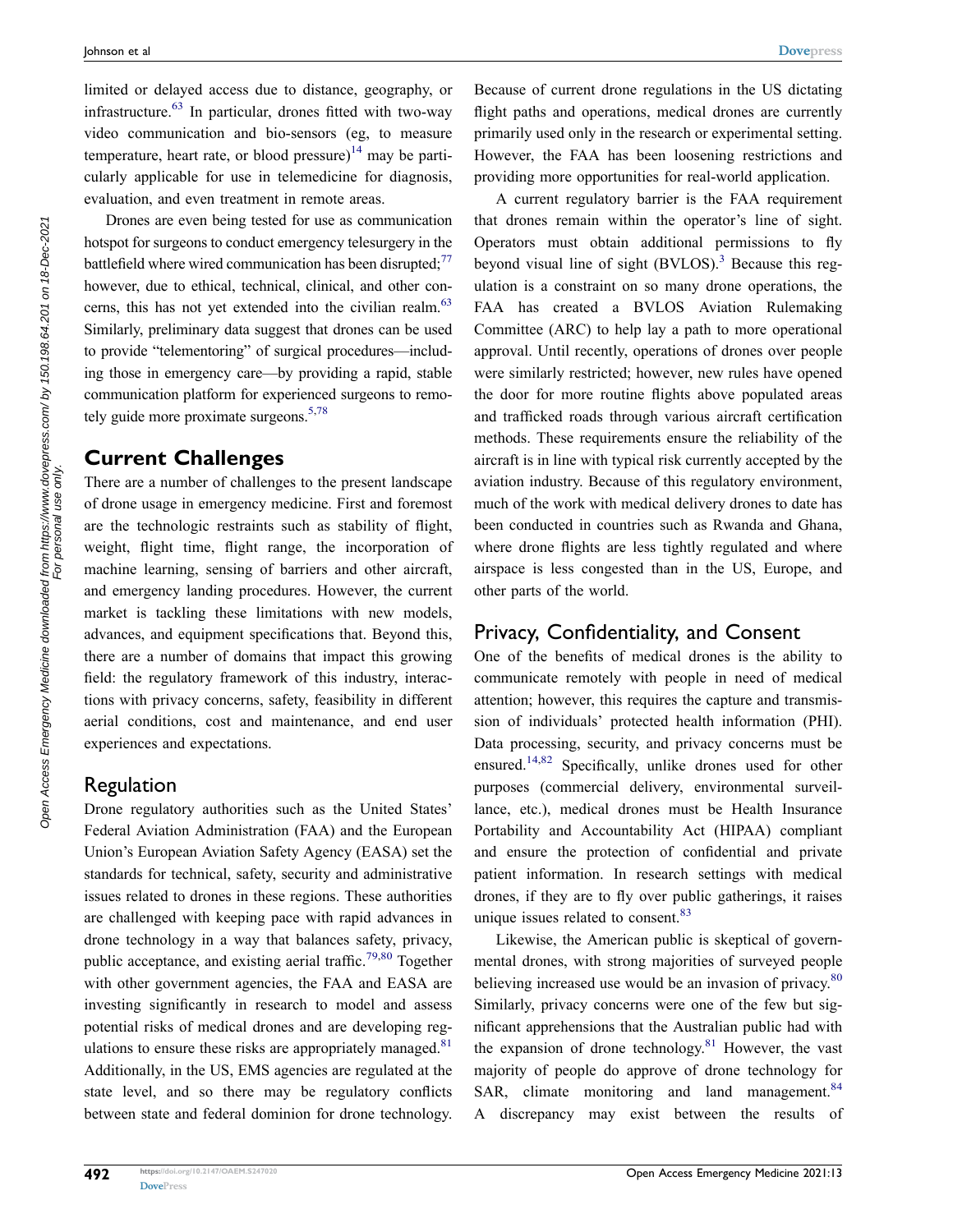limited or delayed access due to distance, geography, or infrastructure.[63] In particular, drones fitted with two-way video communication and bio-sensors (eg, to measure temperature, heart rate, or blood pressure)[14] may be particularly applicable for use in telemedicine for diagnosis, evaluation, and even treatment in remote areas.

Drones are even being tested for use as communication hotspot for surgeons to conduct emergency telesurgery in the battlefield where wired communication has been disrupted;[77] however, due to ethical, technical, clinical, and other concerns, this has not yet extended into the civilian realm.[63] Similarly, preliminary data suggest that drones can be used to provide "telementoring" of surgical procedures—including those in emergency care—by providing a rapid, stable communication platform for experienced surgeons to remotely guide more proximate surgeons.[5,78]

## Current Challenges

There are a number of challenges to the present landscape of drone usage in emergency medicine. First and foremost are the technologic restraints such as stability of flight, weight, flight time, flight range, the incorporation of machine learning, sensing of barriers and other aircraft, and emergency landing procedures. However, the current market is tackling these limitations with new models, advances, and equipment specifications that. Beyond this, there are a number of domains that impact this growing field: the regulatory framework of this industry, interactions with privacy concerns, safety, feasibility in different aerial conditions, cost and maintenance, and end user experiences and expectations.

### Regulation

Drone regulatory authorities such as the United States' Federal Aviation Administration (FAA) and the European Union's European Aviation Safety Agency (EASA) set the standards for technical, safety, security and administrative issues related to drones in these regions. These authorities are challenged with keeping pace with rapid advances in drone technology in a way that balances safety, privacy, public acceptance, and existing aerial traffic.[79,80] Together with other government agencies, the FAA and EASA are investing significantly in research to model and assess potential risks of medical drones and are developing regulations to ensure these risks are appropriately managed.[81] Additionally, in the US, EMS agencies are regulated at the state level, and so there may be regulatory conflicts between state and federal dominion for drone technology. Because of current drone regulations in the US dictating flight paths and operations, medical drones are currently primarily used only in the research or experimental setting. However, the FAA has been loosening restrictions and providing more opportunities for real-world application.

A current regulatory barrier is the FAA requirement that drones remain within the operator's line of sight. Operators must obtain additional permissions to fly beyond visual line of sight (BVLOS).[3] Because this regulation is a constraint on so many drone operations, the FAA has created a BVLOS Aviation Rulemaking Committee (ARC) to help lay a path to more operational approval. Until recently, operations of drones over people were similarly restricted; however, new rules have opened the door for more routine flights above populated areas and trafficked roads through various aircraft certification methods. These requirements ensure the reliability of the aircraft is in line with typical risk currently accepted by the aviation industry. Because of this regulatory environment, much of the work with medical delivery drones to date has been conducted in countries such as Rwanda and Ghana, where drone flights are less tightly regulated and where airspace is less congested than in the US, Europe, and other parts of the world.

### Privacy, Confidentiality, and Consent

One of the benefits of medical drones is the ability to communicate remotely with people in need of medical attention; however, this requires the capture and transmission of individuals' protected health information (PHI). Data processing, security, and privacy concerns must be ensured.[14,82] Specifically, unlike drones used for other purposes (commercial delivery, environmental surveillance, etc.), medical drones must be Health Insurance Portability and Accountability Act (HIPAA) compliant and ensure the protection of confidential and private patient information. In research settings with medical drones, if they are to fly over public gatherings, it raises unique issues related to consent.[83]

Likewise, the American public is skeptical of governmental drones, with strong majorities of surveyed people believing increased use would be an invasion of privacy.[80] Similarly, privacy concerns were one of the few but significant apprehensions that the Australian public had with the expansion of drone technology.[81] However, the vast majority of people do approve of drone technology for SAR, climate monitoring and land management.[84] A discrepancy may exist between the results of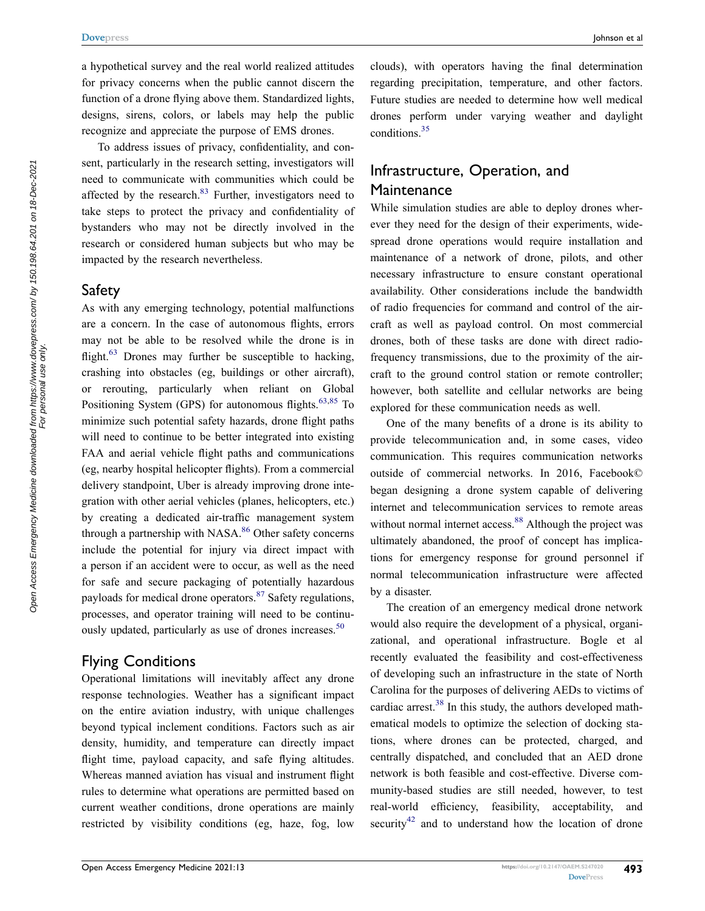a hypothetical survey and the real world realized attitudes for privacy concerns when the public cannot discern the function of a drone flying above them. Standardized lights, designs, sirens, colors, or labels may help the public recognize and appreciate the purpose of EMS drones.

To address issues of privacy, confidentiality, and consent, particularly in the research setting, investigators will need to communicate with communities which could be affected by the research.[83] Further, investigators need to take steps to protect the privacy and confidentiality of bystanders who may not be directly involved in the research or considered human subjects but who may be impacted by the research nevertheless.

## Safety

As with any emerging technology, potential malfunctions are a concern. In the case of autonomous flights, errors may not be able to be resolved while the drone is in flight.[63] Drones may further be susceptible to hacking, crashing into obstacles (eg, buildings or other aircraft), or rerouting, particularly when reliant on Global Positioning System (GPS) for autonomous flights.[63,85] To minimize such potential safety hazards, drone flight paths will need to continue to be better integrated into existing FAA and aerial vehicle flight paths and communications (eg, nearby hospital helicopter flights). From a commercial delivery standpoint, Uber is already improving drone integration with other aerial vehicles (planes, helicopters, etc.) by creating a dedicated air-traffic management system through a partnership with NASA.[86] Other safety concerns include the potential for injury via direct impact with a person if an accident were to occur, as well as the need for safe and secure packaging of potentially hazardous payloads for medical drone operators.[87] Safety regulations, processes, and operator training will need to be continuously updated, particularly as use of drones increases.[50]

## Flying Conditions

Operational limitations will inevitably affect any drone response technologies. Weather has a significant impact on the entire aviation industry, with unique challenges beyond typical inclement conditions. Factors such as air density, humidity, and temperature can directly impact flight time, payload capacity, and safe flying altitudes. Whereas manned aviation has visual and instrument flight rules to determine what operations are permitted based on current weather conditions, drone operations are mainly restricted by visibility conditions (eg, haze, fog, low clouds), with operators having the final determination regarding precipitation, temperature, and other factors. Future studies are needed to determine how well medical drones perform under varying weather and daylight conditions.[35]

## Infrastructure, Operation, and Maintenance

While simulation studies are able to deploy drones wherever they need for the design of their experiments, widespread drone operations would require installation and maintenance of a network of drone, pilots, and other necessary infrastructure to ensure constant operational availability. Other considerations include the bandwidth of radio frequencies for command and control of the aircraft as well as payload control. On most commercial drones, both of these tasks are done with direct radio-frequency transmissions, due to the proximity of the aircraft to the ground control station or remote controller; however, both satellite and cellular networks are being explored for these communication needs as well.

One of the many benefits of a drone is its ability to provide telecommunication and, in some cases, video communication. This requires communication networks outside of commercial networks. In 2016, Facebook© began designing a drone system capable of delivering internet and telecommunication services to remote areas without normal internet access.[88] Although the project was ultimately abandoned, the proof of concept has implications for emergency response for ground personnel if normal telecommunication infrastructure were affected by a disaster.

The creation of an emergency medical drone network would also require the development of a physical, organizational, and operational infrastructure. Bogle et al recently evaluated the feasibility and cost-effectiveness of developing such an infrastructure in the state of North Carolina for the purposes of delivering AEDs to victims of cardiac arrest.[38] In this study, the authors developed mathematical models to optimize the selection of docking stations, where drones can be protected, charged, and centrally dispatched, and concluded that an AED drone network is both feasible and cost-effective. Diverse community-based studies are still needed, however, to test real-world efficiency, feasibility, acceptability, and security[42] and to understand how the location of drone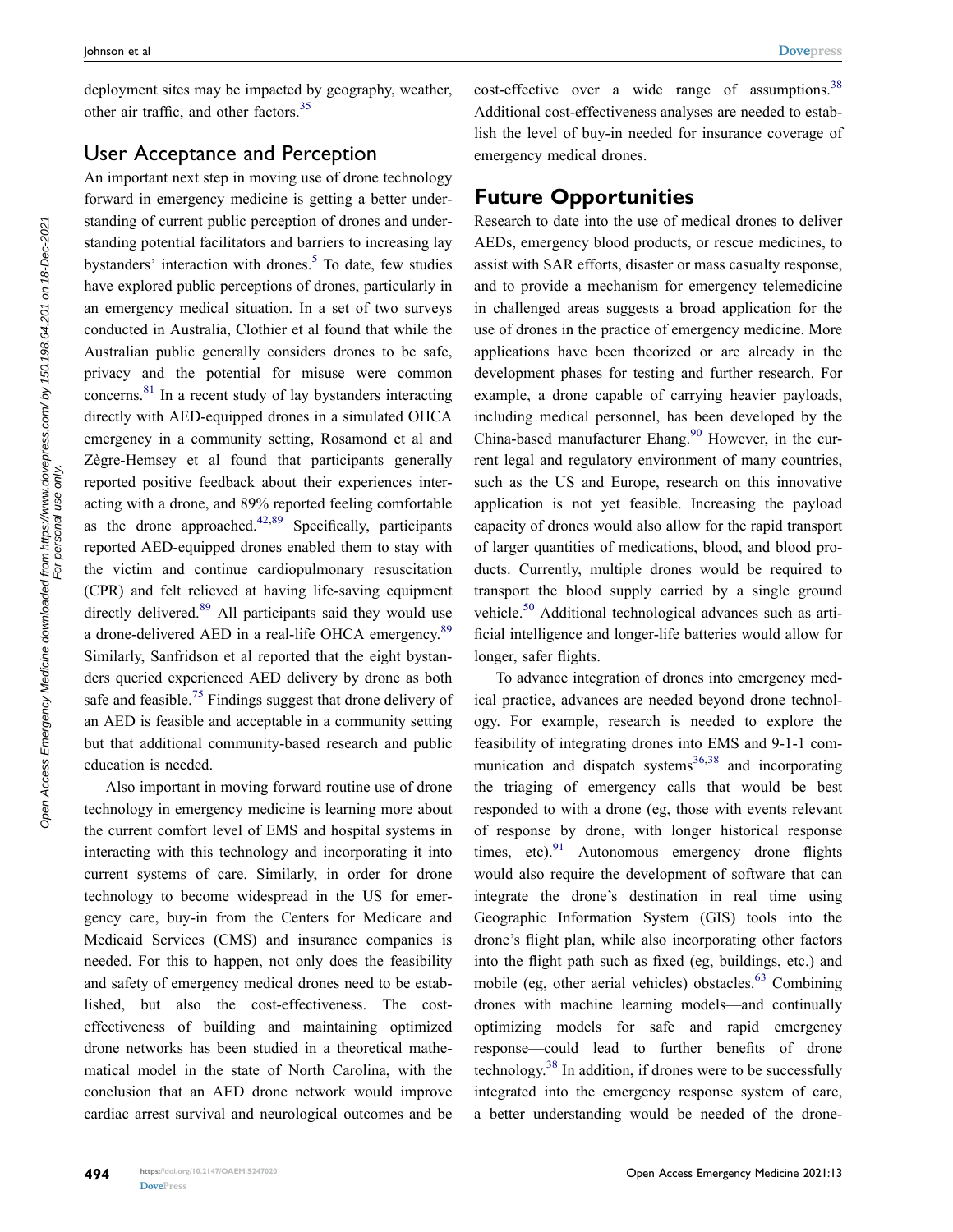deployment sites may be impacted by geography, weather, other air traffic, and other factors.[35]

## User Acceptance and Perception

An important next step in moving use of drone technology forward in emergency medicine is getting a better understanding of current public perception of drones and understanding potential facilitators and barriers to increasing lay bystanders' interaction with drones.[5] To date, few studies have explored public perceptions of drones, particularly in an emergency medical situation. In a set of two surveys conducted in Australia, Clothier et al found that while the Australian public generally considers drones to be safe, privacy and the potential for misuse were common concerns.[81] In a recent study of lay bystanders interacting directly with AED-equipped drones in a simulated OHCA emergency in a community setting, Rosamond et al and Zègre-Hemsey et al found that participants generally reported positive feedback about their experiences interacting with a drone, and 89% reported feeling comfortable as the drone approached.[42,89] Specifically, participants reported AED-equipped drones enabled them to stay with the victim and continue cardiopulmonary resuscitation (CPR) and felt relieved at having life-saving equipment directly delivered.[89] All participants said they would use a drone-delivered AED in a real-life OHCA emergency.[89] Similarly, Sanfridson et al reported that the eight bystanders queried experienced AED delivery by drone as both safe and feasible.[75] Findings suggest that drone delivery of an AED is feasible and acceptable in a community setting but that additional community-based research and public education is needed.

Also important in moving forward routine use of drone technology in emergency medicine is learning more about the current comfort level of EMS and hospital systems in interacting with this technology and incorporating it into current systems of care. Similarly, in order for drone technology to become widespread in the US for emergency care, buy-in from the Centers for Medicare and Medicaid Services (CMS) and insurance companies is needed. For this to happen, not only does the feasibility and safety of emergency medical drones need to be established, but also the cost-effectiveness. The cost-effectiveness of building and maintaining optimized drone networks has been studied in a theoretical mathematical model in the state of North Carolina, with the conclusion that an AED drone network would improve cardiac arrest survival and neurological outcomes and be cost-effective over a wide range of assumptions.[38] Additional cost-effectiveness analyses are needed to establish the level of buy-in needed for insurance coverage of emergency medical drones.

## Future Opportunities

Research to date into the use of medical drones to deliver AEDs, emergency blood products, or rescue medicines, to assist with SAR efforts, disaster or mass casualty response, and to provide a mechanism for emergency telemedicine in challenged areas suggests a broad application for the use of drones in the practice of emergency medicine. More applications have been theorized or are already in the development phases for testing and further research. For example, a drone capable of carrying heavier payloads, including medical personnel, has been developed by the China-based manufacturer Ehang.[90] However, in the current legal and regulatory environment of many countries, such as the US and Europe, research on this innovative application is not yet feasible. Increasing the payload capacity of drones would also allow for the rapid transport of larger quantities of medications, blood, and blood products. Currently, multiple drones would be required to transport the blood supply carried by a single ground vehicle.[50] Additional technological advances such as artificial intelligence and longer-life batteries would allow for longer, safer flights.

To advance integration of drones into emergency medical practice, advances are needed beyond drone technology. For example, research is needed to explore the feasibility of integrating drones into EMS and 9-1-1 communication and dispatch systems[36,38] and incorporating the triaging of emergency calls that would be best responded to with a drone (eg, those with events relevant of response by drone, with longer historical response times, etc).[91] Autonomous emergency drone flights would also require the development of software that can integrate the drone's destination in real time using Geographic Information System (GIS) tools into the drone's flight plan, while also incorporating other factors into the flight path such as fixed (eg, buildings, etc.) and mobile (eg, other aerial vehicles) obstacles.[63] Combining drones with machine learning models—and continually optimizing models for safe and rapid emergency response—could lead to further benefits of drone technology.[38] In addition, if drones were to be successfully integrated into the emergency response system of care, a better understanding would be needed of the drone-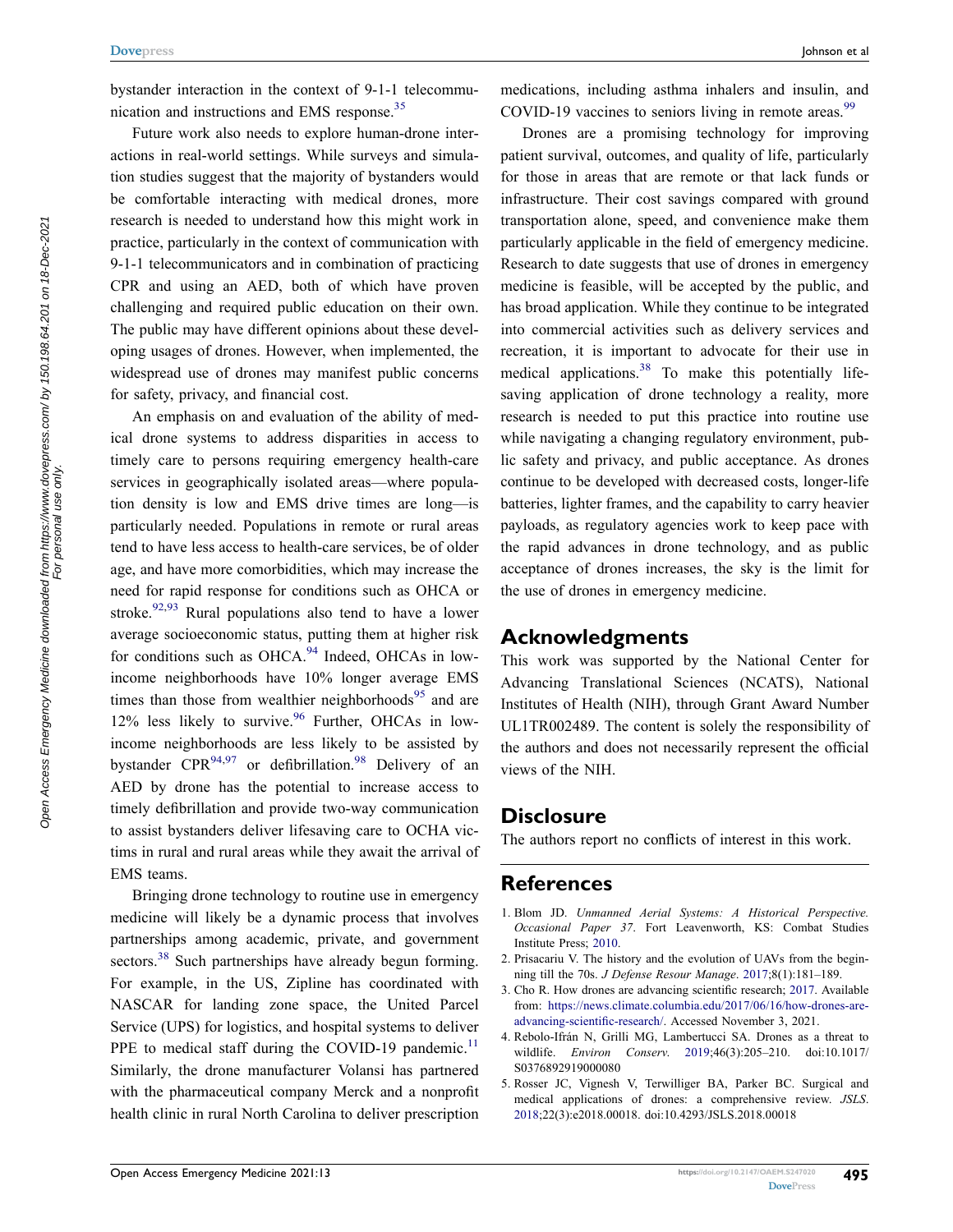bystander interaction in the context of 9-1-1 telecommunication and instructions and EMS response.[35]

Future work also needs to explore human-drone interactions in real-world settings. While surveys and simulation studies suggest that the majority of bystanders would be comfortable interacting with medical drones, more research is needed to understand how this might work in practice, particularly in the context of communication with 9-1-1 telecommunicators and in combination of practicing CPR and using an AED, both of which have proven challenging and required public education on their own. The public may have different opinions about these developing usages of drones. However, when implemented, the widespread use of drones may manifest public concerns for safety, privacy, and financial cost.

An emphasis on and evaluation of the ability of medical drone systems to address disparities in access to timely care to persons requiring emergency health-care services in geographically isolated areas—where population density is low and EMS drive times are long—is particularly needed. Populations in remote or rural areas tend to have less access to health-care services, be of older age, and have more comorbidities, which may increase the need for rapid response for conditions such as OHCA or stroke.[92,93] Rural populations also tend to have a lower average socioeconomic status, putting them at higher risk for conditions such as OHCA.[94] Indeed, OHCAs in low-income neighborhoods have 10% longer average EMS times than those from wealthier neighborhoods[95] and are 12% less likely to survive.[96] Further, OHCAs in low-income neighborhoods are less likely to be assisted by bystander CPR[94,97] or defibrillation.[98] Delivery of an AED by drone has the potential to increase access to timely defibrillation and provide two-way communication to assist bystanders deliver lifesaving care to OCHA victims in rural and rural areas while they await the arrival of EMS teams.

Bringing drone technology to routine use in emergency medicine will likely be a dynamic process that involves partnerships among academic, private, and government sectors.[38] Such partnerships have already begun forming. For example, in the US, Zipline has coordinated with NASCAR for landing zone space, the United Parcel Service (UPS) for logistics, and hospital systems to deliver PPE to medical staff during the COVID-19 pandemic.[11] Similarly, the drone manufacturer Volansi has partnered with the pharmaceutical company Merck and a nonprofit health clinic in rural North Carolina to deliver prescription medications, including asthma inhalers and insulin, and COVID-19 vaccines to seniors living in remote areas.[99]

Drones are a promising technology for improving patient survival, outcomes, and quality of life, particularly for those in areas that are remote or that lack funds or infrastructure. Their cost savings compared with ground transportation alone, speed, and convenience make them particularly applicable in the field of emergency medicine. Research to date suggests that use of drones in emergency medicine is feasible, will be accepted by the public, and has broad application. While they continue to be integrated into commercial activities such as delivery services and recreation, it is important to advocate for their use in medical applications.[38] To make this potentially life-saving application of drone technology a reality, more research is needed to put this practice into routine use while navigating a changing regulatory environment, public safety and privacy, and public acceptance. As drones continue to be developed with decreased costs, longer-life batteries, lighter frames, and the capability to carry heavier payloads, as regulatory agencies work to keep pace with the rapid advances in drone technology, and as public acceptance of drones increases, the sky is the limit for the use of drones in emergency medicine.

## Acknowledgments

This work was supported by the National Center for Advancing Translational Sciences (NCATS), National Institutes of Health (NIH), through Grant Award Number UL1TR002489. The content is solely the responsibility of the authors and does not necessarily represent the official views of the NIH.

## Disclosure

The authors report no conflicts of interest in this work.

## References

1. Blom JD. *Unmanned Aerial Systems: A Historical Perspective. Occasional Paper 37*. Fort Leavenworth, KS: Combat Studies Institute Press; 2010.
2. Prisacariu V. The history and the evolution of UAVs from the beginning till the 70s. *J Defense Resour Manage*. 2017;8(1):181–189.
3. Cho R. How drones are advancing scientific research; 2017. Available from: https://news.climate.columbia.edu/2017/06/16/how-drones-are-advancing-scientific-research/. Accessed November 3, 2021.
4. Rebolo-Ifrán N, Grilli MG, Lambertucci SA. Drones as a threat to wildlife. *Environ Conserv*. 2019;46(3):205–210. doi:10.1017/S0376892919000080
5. Rosser JC, Vignesh V, Terwilliger BA, Parker BC. Surgical and medical applications of drones: a comprehensive review. *JSLS*. 2018;22(3):e2018.00018. doi:10.4293/JSLS.2018.00018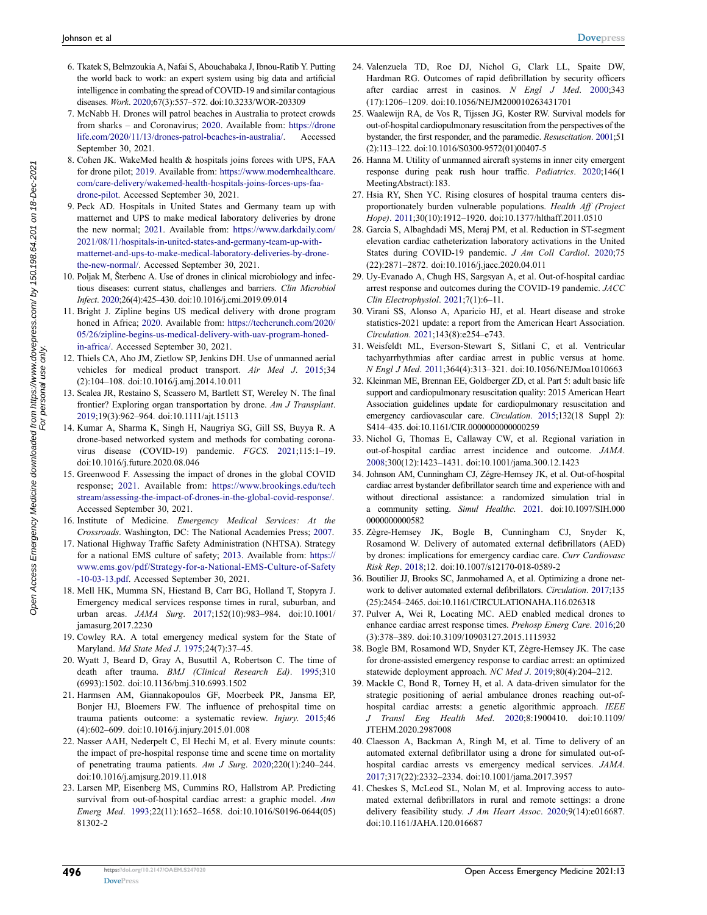6. Tkatek S, Belmzoukia A, Nafai S, Abouchabaka J, Ibnou-Ratib Y. Putting the world back to work: an expert system using big data and artificial intelligence in combating the spread of COVID-19 and similar contagious diseases. *Work*. 2020;67(3):557–572. doi:10.3233/WOR-203309
7. McNabb H. Drones will patrol beaches in Australia to protect crowds from sharks – and Coronavirus; 2020. Available from: https://dronelife.com/2020/11/13/drones-patrol-beaches-in-australia/. Accessed September 30, 2021.
8. Cohen JK. WakeMed health & hospitals joins forces with UPS, FAA for drone pilot; 2019. Available from: https://www.modernhealthcare.com/care-delivery/wakemed-health-hospitals-joins-forces-ups-faa-drone-pilot. Accessed September 30, 2021.
9. Peck AD. Hospitals in United States and Germany team up with matternet and UPS to make medical laboratory deliveries by drone the new normal; 2021. Available from: https://www.darkdaily.com/2021/08/11/hospitals-in-united-states-and-germany-team-up-with-matternet-and-ups-to-make-medical-laboratory-deliveries-by-drone-the-new-normal/. Accessed September 30, 2021.
10. Poljak M, Šterbenc A. Use of drones in clinical microbiology and infectious diseases: current status, challenges and barriers. *Clin Microbiol Infect*. 2020;26(4):425–430. doi:10.1016/j.cmi.2019.09.014
11. Bright J. Zipline begins US medical delivery with drone program honed in Africa; 2020. Available from: https://techcrunch.com/2020/05/26/zipline-begins-us-medical-delivery-with-uav-program-honed-in-africa/. Accessed September 30, 2021.
12. Thiels CA, Aho JM, Zietlow SP, Jenkins DH. Use of unmanned aerial vehicles for medical product transport. *Air Med J*. 2015;34(2):104–108. doi:10.1016/j.amj.2014.10.011
13. Scalea JR, Restaino S, Scassero M, Bartlett ST, Wereley N. The final frontier? Exploring organ transportation by drone. *Am J Transplant*. 2019;19(3):962–964. doi:10.1111/ajt.15113
14. Kumar A, Sharma K, Singh H, Naugriya SG, Gill SS, Buyya R. A drone-based networked system and methods for combating coronavirus disease (COVID-19) pandemic. *FGCS*. 2021;115:1–19. doi:10.1016/j.future.2020.08.046
15. Greenwood F. Assessing the impact of drones in the global COVID response; 2021. Available from: https://www.brookings.edu/techstream/assessing-the-impact-of-drones-in-the-global-covid-response/. Accessed September 30, 2021.
16. Institute of Medicine. *Emergency Medical Services: At the Crossroads*. Washington, DC: The National Academies Press; 2007.
17. National Highway Traffic Safety Administration (NHTSA). Strategy for a national EMS culture of safety; 2013. Available from: https://www.ems.gov/pdf/Strategy-for-a-National-EMS-Culture-of-Safety-10-03-13.pdf. Accessed September 30, 2021.
18. Mell HK, Mumma SN, Hiestand B, Carr BG, Holland T, Stopyra J. Emergency medical services response times in rural, suburban, and urban areas. *JAMA Surg*. 2017;152(10):983–984. doi:10.1001/jamasurg.2017.2230
19. Cowley RA. A total emergency medical system for the State of Maryland. *Md State Med J*. 1975;24(7):37–45.
20. Wyatt J, Beard D, Gray A, Busuttil A, Robertson C. The time of death after trauma. *BMJ (Clinical Research Ed)*. 1995;310(6993):1502. doi:10.1136/bmj.310.6993.1502
21. Harmsen AM, Giannakopoulos GF, Moerbeek PR, Jansma EP, Bonjer HJ, Bloemers FW. The influence of prehospital time on trauma patients outcome: a systematic review. *Injury*. 2015;46(4):602–609. doi:10.1016/j.injury.2015.01.008
22. Nasser AAH, Nederpelt C, El Hechi M, et al. Every minute counts: the impact of pre-hospital response time and scene time on mortality of penetrating trauma patients. *Am J Surg*. 2020;220(1):240–244. doi:10.1016/j.amjsurg.2019.11.018
23. Larsen MP, Eisenberg MS, Cummins RO, Hallstrom AP. Predicting survival from out-of-hospital cardiac arrest: a graphic model. *Ann Emerg Med*. 1993;22(11):1652–1658. doi:10.1016/S0196-0644(05)81302-2
24. Valenzuela TD, Roe DJ, Nichol G, Clark LL, Spaite DW, Hardman RG. Outcomes of rapid defibrillation by security officers after cardiac arrest in casinos. *N Engl J Med*. 2000;343(17):1206–1209. doi:10.1056/NEJM200010263431701
25. Waalewijn RA, de Vos R, Tijssen JG, Koster RW. Survival models for out-of-hospital cardiopulmonary resuscitation from the perspectives of the bystander, the first responder, and the paramedic. *Resuscitation*. 2001;51(2):113–122. doi:10.1016/S0300-9572(01)00407-5
26. Hanna M. Utility of unmanned aircraft systems in inner city emergent response during peak rush hour traffic. *Pediatrics*. 2020;146(1 MeetingAbstract):183.
27. Hsia RY, Shen YC. Rising closures of hospital trauma centers disproportionately burden vulnerable populations. *Health Aff (Project Hope)*. 2011;30(10):1912–1920. doi:10.1377/hlthaff.2011.0510
28. Garcia S, Albaghdadi MS, Meraj PM, et al. Reduction in ST-segment elevation cardiac catheterization laboratory activations in the United States during COVID-19 pandemic. *J Am Coll Cardiol*. 2020;75(22):2871–2872. doi:10.1016/j.jacc.2020.04.011
29. Uy-Evanado A, Chugh HS, Sargsyan A, et al. Out-of-hospital cardiac arrest response and outcomes during the COVID-19 pandemic. *JACC Clin Electrophysiol*. 2021;7(1):6–11.
30. Virani SS, Alonso A, Aparicio HJ, et al. Heart disease and stroke statistics-2021 update: a report from the American Heart Association. *Circulation*. 2021;143(8):e254–e743.
31. Weisfeldt ML, Everson-Stewart S, Sitlani C, et al. Ventricular tachyarrhythmias after cardiac arrest in public versus at home. *N Engl J Med*. 2011;364(4):313–321. doi:10.1056/NEJMoa1010663
32. Kleinman ME, Brennan EE, Goldberger ZD, et al. Part 5: adult basic life support and cardiopulmonary resuscitation quality: 2015 American Heart Association guidelines update for cardiopulmonary resuscitation and emergency cardiovascular care. *Circulation*. 2015;132(18 Suppl 2):S414–435. doi:10.1161/CIR.0000000000000259
33. Nichol G, Thomas E, Callaway CW, et al. Regional variation in out-of-hospital cardiac arrest incidence and outcome. *JAMA*. 2008;300(12):1423–1431. doi:10.1001/jama.300.12.1423
34. Johnson AM, Cunningham CJ, Zégre-Hemsey JK, et al. Out-of-hospital cardiac arrest bystander defibrillator search time and experience with and without directional assistance: a randomized simulation trial in a community setting. *Simul Healthc*. 2021. doi:10.1097/SIH.0000000000000582
35. Zègre-Hemsey JK, Bogle B, Cunningham CJ, Snyder K, Rosamond W. Delivery of automated external defibrillators (AED) by drones: implications for emergency cardiac care. *Curr Cardiovasc Risk Rep*. 2018;12. doi:10.1007/s12170-018-0589-2
36. Boutilier JJ, Brooks SC, Janmohamed A, et al. Optimizing a drone network to deliver automated external defibrillators. *Circulation*. 2017;135(25):2454–2465. doi:10.1161/CIRCULATIONAHA.116.026318
37. Pulver A, Wei R, Locating MC. AED enabled medical drones to enhance cardiac arrest response times. *Prehosp Emerg Care*. 2016;20(3):378–389. doi:10.3109/10903127.2015.1115932
38. Bogle BM, Rosamond WD, Snyder KT, Zègre-Hemsey JK. The case for drone-assisted emergency response to cardiac arrest: an optimized statewide deployment approach. *NC Med J*. 2019;80(4):204–212.
39. Mackle C, Bond R, Torney H, et al. A data-driven simulator for the strategic positioning of aerial ambulance drones reaching out-of-hospital cardiac arrests: a genetic algorithmic approach. *IEEE J Transl Eng Health Med*. 2020;8:1900410. doi:10.1109/JTEHM.2020.2987008
40. Claesson A, Backman A, Ringh M, et al. Time to delivery of an automated external defibrillator using a drone for simulated out-of-hospital cardiac arrests vs emergency medical services. *JAMA*. 2017;317(22):2332–2334. doi:10.1001/jama.2017.3957
41. Cheskes S, McLeod SL, Nolan M, et al. Improving access to automated external defibrillators in rural and remote settings: a drone delivery feasibility study. *J Am Heart Assoc*. 2020;9(14):e016687. doi:10.1161/JAHA.120.016687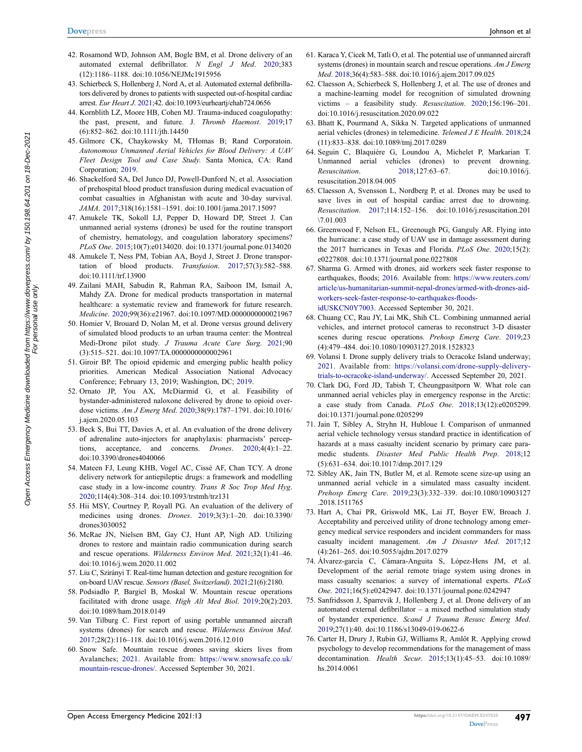42. Rosamond WD, Johnson AM, Bogle BM, et al. Drone delivery of an automated external defibrillator. *N Engl J Med*. 2020;383 (12):1186–1188. doi:10.1056/NEJMc1915956
43. Schierbeck S, Hollenberg J, Nord A, et al. Automated external defibrillators delivered by drones to patients with suspected out-of-hospital cardiac arrest. *Eur Heart J*. 2021;42. doi:10.1093/eurheartj/ehab724.0656
44. Kornblith LZ, Moore HB, Cohen MJ. Trauma-induced coagulopathy: the past, present, and future. *J Thromb Haemost*. 2019;17 (6):852–862. doi:10.1111/jth.14450
45. Gilmore CK, Chaykowsky M, THomas B; Rand Corporatoin. *Autonomous Unmanned Aerial Vehicles for Blood Delivery: A UAV Fleet Design Tool and Case Study*. Santa Monica, CA: Rand Corporation; 2019.
46. Shackelford SA, Del Junco DJ, Powell-Dunford N, et al. Association of prehospital blood product transfusion during medical evacuation of combat casualties in Afghanistan with acute and 30-day survival. *JAMA*. 2017;318(16):1581–1591. doi:10.1001/jama.2017.15097
47. Amukele TK, Sokoll LJ, Pepper D, Howard DP, Street J. Can unmanned aerial systems (drones) be used for the routine transport of chemistry, hematology, and coagulation laboratory specimens? *PLoS One*. 2015;10(7):e0134020. doi:10.1371/journal.pone.0134020
48. Amukele T, Ness PM, Tobian AA, Boyd J, Street J. Drone transportation of blood products. *Transfusion*. 2017;57(3):582–588. doi:10.1111/trf.13900
49. Zailani MAH, Sabudin R, Rahman RA, Saiboon IM, Ismail A, Mahdy ZA. Drone for medical products transportation in maternal healthcare: a systematic review and framework for future research. *Medicine*. 2020;99(36):e21967. doi:10.1097/MD.0000000000021967
50. Homier V, Brouard D, Nolan M, et al. Drone versus ground delivery of simulated blood products to an urban trauma center: the Montreal Medi-Drone pilot study. *J Trauma Acute Care Surg*. 2021;90 (3):515–521. doi:10.1097/TA.0000000000002961
51. Giroir BP. The opioid epidemic and emerging public health policy priorities. American Medical Association National Advocacy Conference; February 13, 2019; Washington, DC; 2019.
52. Ornato JP, You AX, McDiarmid G, et al. Feasibility of bystander-administered naloxone delivered by drone to opioid overdose victims. *Am J Emerg Med*. 2020;38(9):1787–1791. doi:10.1016/j.ajem.2020.05.103
53. Beck S, Bui TT, Davies A, et al. An evaluation of the drone delivery of adrenaline auto-injectors for anaphylaxis: pharmacists' perceptions, acceptance, and concerns. *Drones*. 2020;4(4):1–22. doi:10.3390/drones4040066
54. Mateen FJ, Leung KHB, Vogel AC, Cissé AF, Chan TCY. A drone delivery network for antiepileptic drugs: a framework and modelling case study in a low-income country. *Trans R Soc Trop Med Hyg*. 2020;114(4):308–314. doi:10.1093/trstmh/trz131
55. Hii MSY, Courtney P, Royall PG. An evaluation of the delivery of medicines using drones. *Drones*. 2019;3(3):1–20. doi:10.3390/drones3030052
56. McRae JN, Nielsen BM, Gay CJ, Hunt AP, Nigh AD. Utilizing drones to restore and maintain radio communication during search and rescue operations. *Wilderness Environ Med*. 2021;32(1):41–46. doi:10.1016/j.wem.2020.11.002
57. Liu C, Szirányi T. Real-time human detection and gesture recognition for on-board UAV rescue. *Sensors (Basel, Switzerland)*. 2021;21(6):2180.
58. Podsiadło P, Bargiel B, Moskal W. Mountain rescue operations facilitated with drone usage. *High Alt Med Biol*. 2019;20(2):203. doi:10.1089/ham.2018.0149
59. Van Tilburg C. First report of using portable unmanned aircraft systems (drones) for search and rescue. *Wilderness Environ Med*. 2017;28(2):116–118. doi:10.1016/j.wem.2016.12.010
60. Snow Safe. Mountain rescue drones saving skiers lives from Avalanches; 2021. Available from: https://www.snowsafe.co.uk/mountain-rescue-drones/. Accessed September 30, 2021.
61. Karaca Y, Cicek M, Tatli O, et al. The potential use of unmanned aircraft systems (drones) in mountain search and rescue operations. *Am J Emerg Med*. 2018;36(4):583–588. doi:10.1016/j.ajem.2017.09.025
62. Claesson A, Schierbeck S, Hollenberg J, et al. The use of drones and a machine-learning model for recognition of simulated drowning victims – a feasibility study. *Resuscitation*. 2020;156:196–201. doi:10.1016/j.resuscitation.2020.09.022
63. Bhatt K, Pourmand A, Sikka N. Targeted applications of unmanned aerial vehicles (drones) in telemedicine. *Telemed J E Health*. 2018;24 (11):833–838. doi:10.1089/tmj.2017.0289
64. Seguin C, Blaquière G, Loundou A, Michelet P, Markarian T. Unmanned aerial vehicles (drones) to prevent drowning. *Resuscitation*. 2018;127:63–67. doi:10.1016/j.resuscitation.2018.04.005
65. Claesson A, Svensson L, Nordberg P, et al. Drones may be used to save lives in out of hospital cardiac arrest due to drowning. *Resuscitation*. 2017;114:152–156. doi:10.1016/j.resuscitation.201\7.01.003
66. Greenwood F, Nelson EL, Greenough PG, Ganguly AR. Flying into the hurricane: a case study of UAV use in damage assessment during the 2017 hurricanes in Texas and Florida. *PLoS One*. 2020;15(2): e0227808. doi:10.1371/journal.pone.0227808
67. Sharma G. Armed with drones, aid workers seek faster response to earthquakes, floods; 2016. Available from: https://www.reuters.com/article/us-humanitarian-summit-nepal-drones/armed-with-drones-aid-workers-seek-faster-response-to-earthquakes-floods-idUSKCN0Y7003. Accessed September 30, 2021.
68. Chuang CC, Rau JY, Lai MK, Shih CL. Combining unmanned aerial vehicles, and internet protocol cameras to reconstruct 3-D disaster scenes during rescue operations. *Prehosp Emerg Care*. 2019;23 (4):479–484. doi:10.1080/10903127.2018.1528323
69. Volansi I. Drone supply delivery trials to Ocracoke Island underway; 2021. Available from: https://volansi.com/drone-supply-delivery-trials-to-ocracoke-island-underway/. Accessed September 20, 2021.
70. Clark DG, Ford JD, Tabish T, Cheungpasitporn W. What role can unmanned aerial vehicles play in emergency response in the Arctic: a case study from Canada. *PLoS One*. 2018;13(12):e0205299. doi:10.1371/journal.pone.0205299
71. Jain T, Sibley A, Stryhn H, Hubloue I. Comparison of unmanned aerial vehicle technology versus standard practice in identification of hazards at a mass casualty incident scenario by primary care paramedic students. *Disaster Med Public Health Prep*. 2018;12 (5):631–634. doi:10.1017/dmp.2017.129
72. Sibley AK, Jain TN, Butler M, et al. Remote scene size-up using an unmanned aerial vehicle in a simulated mass casualty incident. *Prehosp Emerg Care*. 2019;23(3):332–339. doi:10.1080/10903127.2018.1511765
73. Hart A, Chai PR, Griswold MK, Lai JT, Boyer EW, Broach J. Acceptability and perceived utility of drone technology among emergency medical service responders and incident commanders for mass casualty incident management. *Am J Disaster Med*. 2017;12 (4):261–265. doi:10.5055/ajdm.2017.0279
74. Álvarez-garcía C, Cámara-Anguita S, López-Hens JM, et al. Development of the aerial remote triage system using drones in mass casualty scenarios: a survey of international experts. *PLoS One*. 2021;16(5):e0242947. doi:10.1371/journal.pone.0242947
75. Sanfridsson J, Sparrevik J, Hollenberg J, et al. Drone delivery of an automated external defibrillator – a mixed method simulation study of bystander experience. *Scand J Trauma Resusc Emerg Med*. 2019;27(1):40. doi:10.1186/s13049-019-0622-6
76. Carter H, Drury J, Rubin GJ, Williams R, Amlôt R. Applying crowd psychology to develop recommendations for the management of mass decontamination. *Health Secur*. 2015;13(1):45–53. doi:10.1089/hs.2014.0061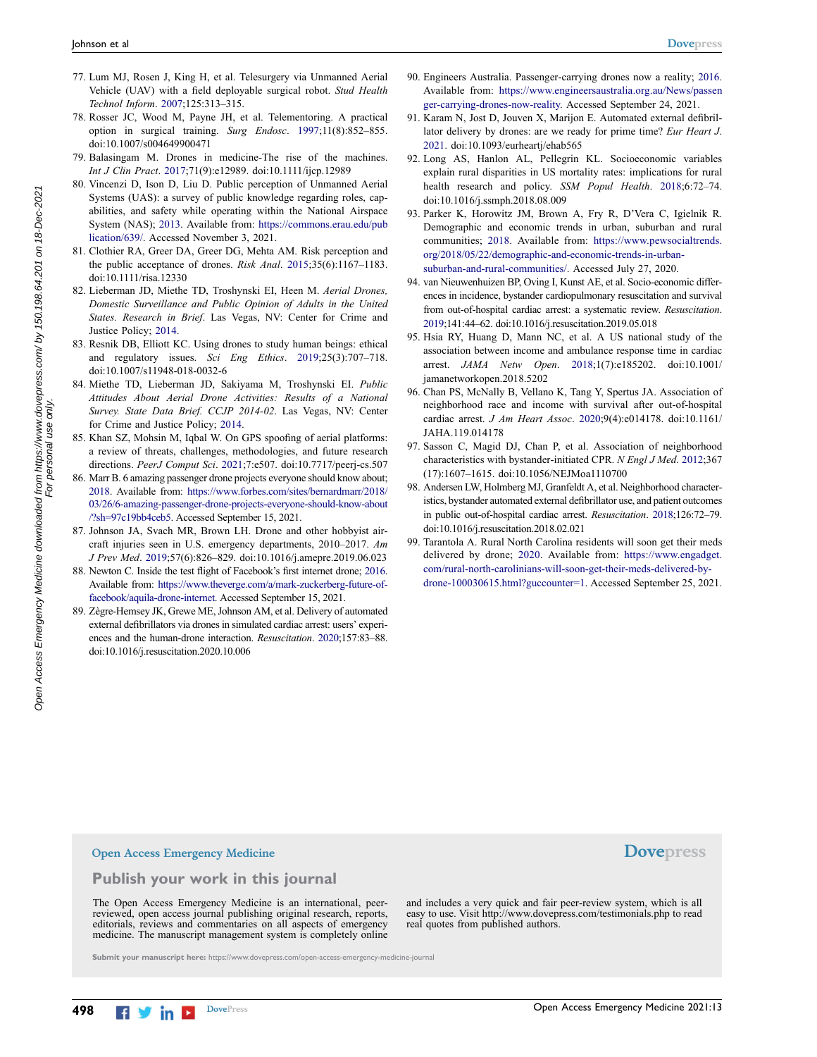77. Lum MJ, Rosen J, King H, et al. Telesurgery via Unmanned Aerial Vehicle (UAV) with a field deployable surgical robot. *Stud Health Technol Inform*. 2007;125:313–315.
78. Rosser JC, Wood M, Payne JH, et al. Telementoring. A practical option in surgical training. *Surg Endosc*. 1997;11(8):852–855. doi:10.1007/s004649900471
79. Balasingam M. Drones in medicine-The rise of the machines. *Int J Clin Pract*. 2017;71(9):e12989. doi:10.1111/ijcp.12989
80. Vincenzi D, Ison D, Liu D. Public perception of Unmanned Aerial Systems (UAS): a survey of public knowledge regarding roles, capabilities, and safety while operating within the National Airspace System (NAS); 2013. Available from: https://commons.erau.edu/publication/639/. Accessed November 3, 2021.
81. Clothier RA, Greer DA, Greer DG, Mehta AM. Risk perception and the public acceptance of drones. *Risk Anal*. 2015;35(6):1167–1183. doi:10.1111/risa.12330
82. Lieberman JD, Miethe TD, Troshynski EI, Heen M. *Aerial Drones, Domestic Surveillance and Public Opinion of Adults in the United States. Research in Brief*. Las Vegas, NV: Center for Crime and Justice Policy; 2014.
83. Resnik DB, Elliott KC. Using drones to study human beings: ethical and regulatory issues. *Sci Eng Ethics*. 2019;25(3):707–718. doi:10.1007/s11948-018-0032-6
84. Miethe TD, Lieberman JD, Sakiyama M, Troshynski EI. *Public Attitudes About Aerial Drone Activities: Results of a National Survey. State Data Brief. CCJP 2014-02*. Las Vegas, NV: Center for Crime and Justice Policy; 2014.
85. Khan SZ, Mohsin M, Iqbal W. On GPS spoofing of aerial platforms: a review of threats, challenges, methodologies, and future research directions. *PeerJ Comput Sci*. 2021;7:e507. doi:10.7717/peerj-cs.507
86. Marr B. 6 amazing passenger drone projects everyone should know about; 2018. Available from: https://www.forbes.com/sites/bernardmarr/2018/03/26/6-amazing-passenger-drone-projects-everyone-should-know-about/?sh=97c19bb4ceb5. Accessed September 15, 2021.
87. Johnson JA, Svach MR, Brown LH. Drone and other hobbyist aircraft injuries seen in U.S. emergency departments, 2010–2017. *Am J Prev Med*. 2019;57(6):826–829. doi:10.1016/j.amepre.2019.06.023
88. Newton C. Inside the test flight of Facebook's first internet drone; 2016. Available from: https://www.theverge.com/a/mark-zuckerberg-future-of-facebook/aquila-drone-internet. Accessed September 15, 2021.
89. Zègre-Hemsey JK, Grewe ME, Johnson AM, et al. Delivery of automated external defibrillators via drones in simulated cardiac arrest: users' experiences and the human-drone interaction. *Resuscitation*. 2020;157:83–88. doi:10.1016/j.resuscitation.2020.10.006
90. Engineers Australia. Passenger-carrying drones now a reality; 2016. Available from: https://www.engineersaustralia.org.au/News/passenger-carrying-drones-now-reality. Accessed September 24, 2021.
91. Karam N, Jost D, Jouven X, Marijon E. Automated external defibrillator delivery by drones: are we ready for prime time? *Eur Heart J*. 2021. doi:10.1093/eurheartj/ehab565
92. Long AS, Hanlon AL, Pellegrin KL. Socioeconomic variables explain rural disparities in US mortality rates: implications for rural health research and policy. *SSM Popul Health*. 2018;6:72–74. doi:10.1016/j.ssmph.2018.08.009
93. Parker K, Horowitz JM, Brown A, Fry R, D'Vera C, Igielnik R. Demographic and economic trends in urban, suburban and rural communities; 2018. Available from: https://www.pewsocialtrends.org/2018/05/22/demographic-and-economic-trends-in-urban-suburban-and-rural-communities/. Accessed July 27, 2020.
94. van Nieuwenhuizen BP, Oving I, Kunst AE, et al. Socio-economic differences in incidence, bystander cardiopulmonary resuscitation and survival from out-of-hospital cardiac arrest: a systematic review. *Resuscitation*. 2019;141:44–62. doi:10.1016/j.resuscitation.2019.05.018
95. Hsia RY, Huang D, Mann NC, et al. A US national study of the association between income and ambulance response time in cardiac arrest. *JAMA Netw Open*. 2018;1(7):e185202. doi:10.1001/jamanetworkopen.2018.5202
96. Chan PS, McNally B, Vellano K, Tang Y, Spertus JA. Association of neighborhood race and income with survival after out-of-hospital cardiac arrest. *J Am Heart Assoc*. 2020;9(4):e014178. doi:10.1161/JAHA.119.014178
97. Sasson C, Magid DJ, Chan P, et al. Association of neighborhood characteristics with bystander-initiated CPR. *N Engl J Med*. 2012;367(17):1607–1615. doi:10.1056/NEJMoa1110700
98. Andersen LW, Holmberg MJ, Granfeldt A, et al. Neighborhood characteristics, bystander automated external defibrillator use, and patient outcomes in public out-of-hospital cardiac arrest. *Resuscitation*. 2018;126:72–79. doi:10.1016/j.resuscitation.2018.02.021
99. Tarantola A. Rural North Carolina residents will soon get their meds delivered by drone; 2020. Available from: https://www.engadget.com/rural-north-carolinians-will-soon-get-their-meds-delivered-by-drone-100030615.html?guccounter=1. Accessed September 25, 2021.

**Open Access Emergency Medicine**

## Publish your work in this journal

The Open Access Emergency Medicine is an international, peer-reviewed, open access journal publishing original research, reports, editorials, reviews and commentaries on all aspects of emergency medicine. The manuscript management system is completely online and includes a very quick and fair peer-review system, which is all easy to use. Visit http://www.dovepress.com/testimonials.php to read real quotes from published authors.

**Submit your manuscript here:** https://www.dovepress.com/open-access-emergency-medicine-journal